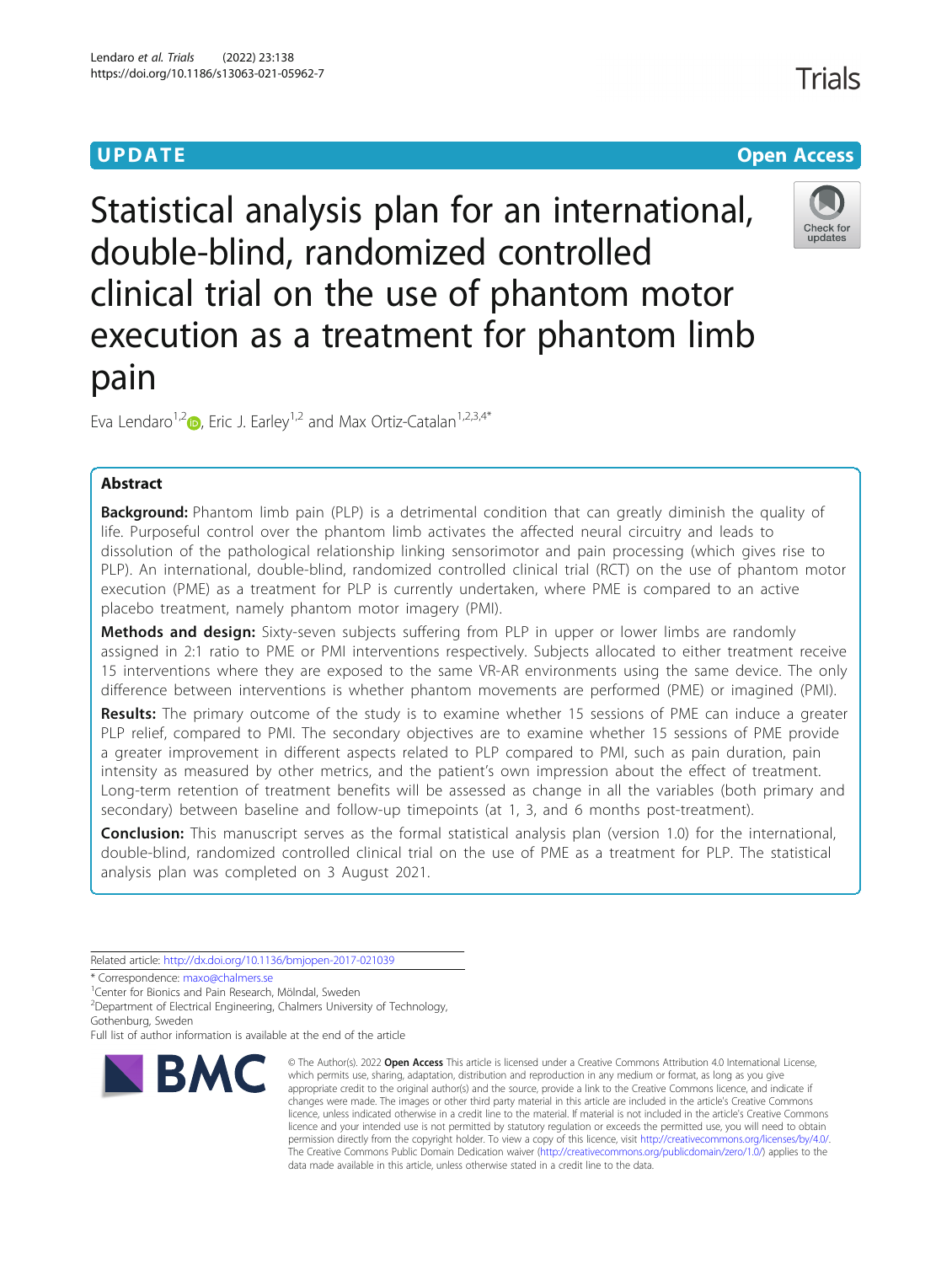UPDATE

Open Access

# Statistical analysis plan for an international, double-blind, randomized controlled clinical trial on the use of phantom motor execution as a treatment for phantom limb pain

Eva Lendaro[1,2], Eric J. Earley[1,2] and Max Ortiz-Catalan[1,2,3,4*]

## Abstract

**Background:** Phantom limb pain (PLP) is a detrimental condition that can greatly diminish the quality of life. Purposeful control over the phantom limb activates the affected neural circuitry and leads to dissolution of the pathological relationship linking sensorimotor and pain processing (which gives rise to PLP). An international, double-blind, randomized controlled clinical trial (RCT) on the use of phantom motor execution (PME) as a treatment for PLP is currently undertaken, where PME is compared to an active placebo treatment, namely phantom motor imagery (PMI).

**Methods and design:** Sixty-seven subjects suffering from PLP in upper or lower limbs are randomly assigned in 2:1 ratio to PME or PMI interventions respectively. Subjects allocated to either treatment receive 15 interventions where they are exposed to the same VR-AR environments using the same device. The only difference between interventions is whether phantom movements are performed (PME) or imagined (PMI).

**Results:** The primary outcome of the study is to examine whether 15 sessions of PME can induce a greater PLP relief, compared to PMI. The secondary objectives are to examine whether 15 sessions of PME provide a greater improvement in different aspects related to PLP compared to PMI, such as pain duration, pain intensity as measured by other metrics, and the patient's own impression about the effect of treatment. Long-term retention of treatment benefits will be assessed as change in all the variables (both primary and secondary) between baseline and follow-up timepoints (at 1, 3, and 6 months post-treatment).

**Conclusion:** This manuscript serves as the formal statistical analysis plan (version 1.0) for the international, double-blind, randomized controlled clinical trial on the use of PME as a treatment for PLP. The statistical analysis plan was completed on 3 August 2021.

Related article: http://dx.doi.org/10.1136/bmjopen-2017-021039

* Correspondence: maxo@chalmers.se

[1]Center for Bionics and Pain Research, Mölndal, Sweden

[2]Department of Electrical Engineering, Chalmers University of Technology, Gothenburg, Sweden

Full list of author information is available at the end of the article

© The Author(s). 2022 **Open Access** This article is licensed under a Creative Commons Attribution 4.0 International License, which permits use, sharing, adaptation, distribution and reproduction in any medium or format, as long as you give appropriate credit to the original author(s) and the source, provide a link to the Creative Commons licence, and indicate if changes were made. The images or other third party material in this article are included in the article's Creative Commons licence, unless indicated otherwise in a credit line to the material. If material is not included in the article's Creative Commons licence and your intended use is not permitted by statutory regulation or exceeds the permitted use, you will need to obtain permission directly from the copyright holder. To view a copy of this licence, visit http://creativecommons.org/licenses/by/4.0/. The Creative Commons Public Domain Dedication waiver (http://creativecommons.org/publicdomain/zero/1.0/) applies to the data made available in this article, unless otherwise stated in a credit line to the data.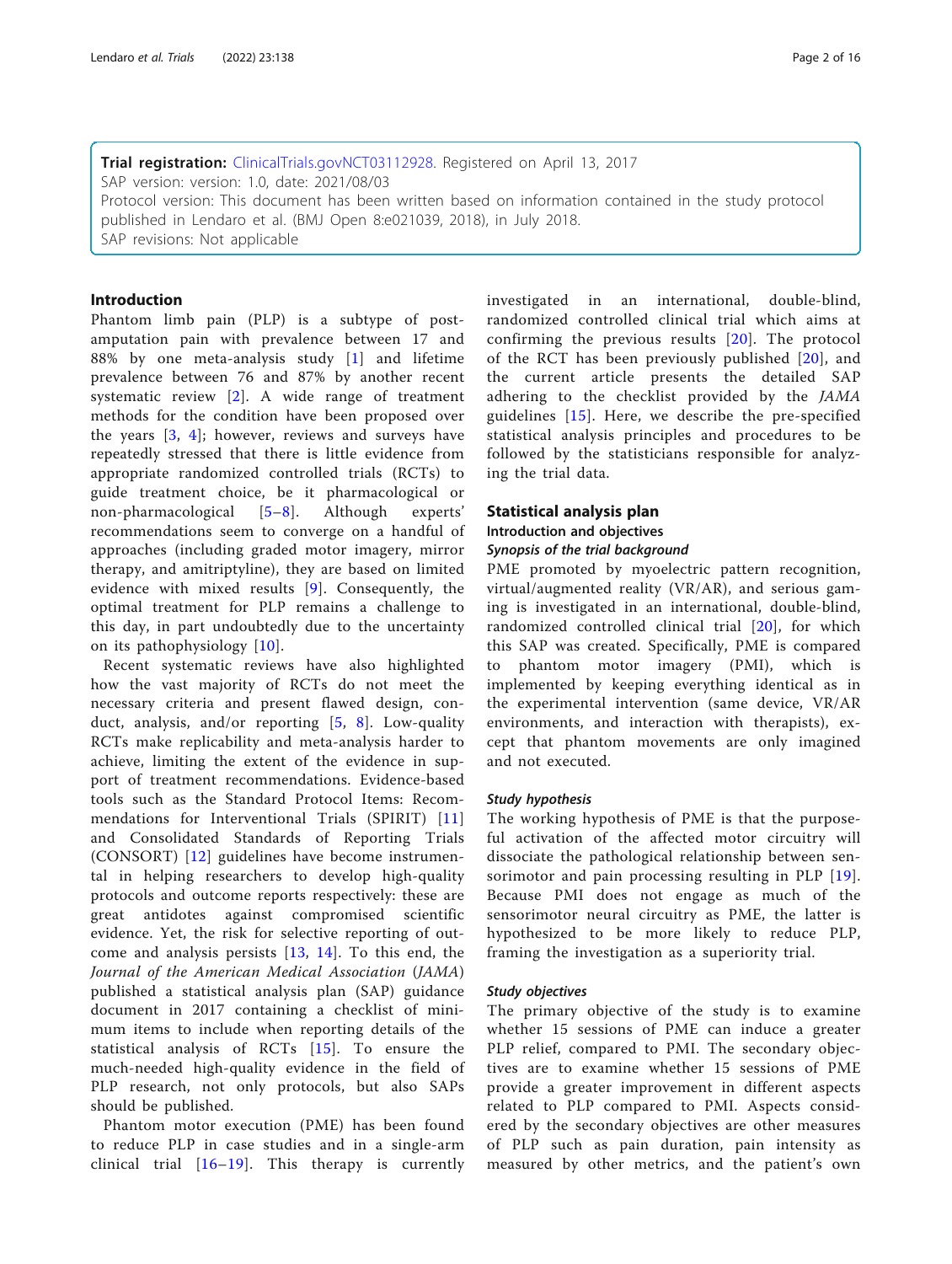**Trial registration:** ClinicalTrials.govNCT03112928. Registered on April 13, 2017
SAP version: version: 1.0, date: 2021/08/03
Protocol version: This document has been written based on information contained in the study protocol published in Lendaro et al. (BMJ Open 8:e021039, 2018), in July 2018.
SAP revisions: Not applicable

## Introduction

Phantom limb pain (PLP) is a subtype of post-amputation pain with prevalence between 17 and 88% by one meta-analysis study [1] and lifetime prevalence between 76 and 87% by another recent systematic review [2]. A wide range of treatment methods for the condition have been proposed over the years [3, 4]; however, reviews and surveys have repeatedly stressed that there is little evidence from appropriate randomized controlled trials (RCTs) to guide treatment choice, be it pharmacological or non-pharmacological [5–8]. Although experts' recommendations seem to converge on a handful of approaches (including graded motor imagery, mirror therapy, and amitriptyline), they are based on limited evidence with mixed results [9]. Consequently, the optimal treatment for PLP remains a challenge to this day, in part undoubtedly due to the uncertainty on its pathophysiology [10].

Recent systematic reviews have also highlighted how the vast majority of RCTs do not meet the necessary criteria and present flawed design, conduct, analysis, and/or reporting [5, 8]. Low-quality RCTs make replicability and meta-analysis harder to achieve, limiting the extent of the evidence in support of treatment recommendations. Evidence-based tools such as the Standard Protocol Items: Recommendations for Interventional Trials (SPIRIT) [11] and Consolidated Standards of Reporting Trials (CONSORT) [12] guidelines have become instrumental in helping researchers to develop high-quality protocols and outcome reports respectively: these are great antidotes against compromised scientific evidence. Yet, the risk for selective reporting of outcome and analysis persists [13, 14]. To this end, the *Journal of the American Medical Association* (*JAMA*) published a statistical analysis plan (SAP) guidance document in 2017 containing a checklist of minimum items to include when reporting details of the statistical analysis of RCTs [15]. To ensure the much-needed high-quality evidence in the field of PLP research, not only protocols, but also SAPs should be published.

Phantom motor execution (PME) has been found to reduce PLP in case studies and in a single-arm clinical trial [16–19]. This therapy is currently investigated in an international, double-blind, randomized controlled clinical trial which aims at confirming the previous results [20]. The protocol of the RCT has been previously published [20], and the current article presents the detailed SAP adhering to the checklist provided by the *JAMA* guidelines [15]. Here, we describe the pre-specified statistical analysis principles and procedures to be followed by the statisticians responsible for analyzing the trial data.

## Statistical analysis plan

### Introduction and objectives

#### *Synopsis of the trial background*

PME promoted by myoelectric pattern recognition, virtual/augmented reality (VR/AR), and serious gaming is investigated in an international, double-blind, randomized controlled clinical trial [20], for which this SAP was created. Specifically, PME is compared to phantom motor imagery (PMI), which is implemented by keeping everything identical as in the experimental intervention (same device, VR/AR environments, and interaction with therapists), except that phantom movements are only imagined and not executed.

#### *Study hypothesis*

The working hypothesis of PME is that the purposeful activation of the affected motor circuitry will dissociate the pathological relationship between sensorimotor and pain processing resulting in PLP [19]. Because PMI does not engage as much of the sensorimotor neural circuitry as PME, the latter is hypothesized to be more likely to reduce PLP, framing the investigation as a superiority trial.

#### *Study objectives*

The primary objective of the study is to examine whether 15 sessions of PME can induce a greater PLP relief, compared to PMI. The secondary objectives are to examine whether 15 sessions of PME provide a greater improvement in different aspects related to PLP compared to PMI. Aspects considered by the secondary objectives are other measures of PLP such as pain duration, pain intensity as measured by other metrics, and the patient's own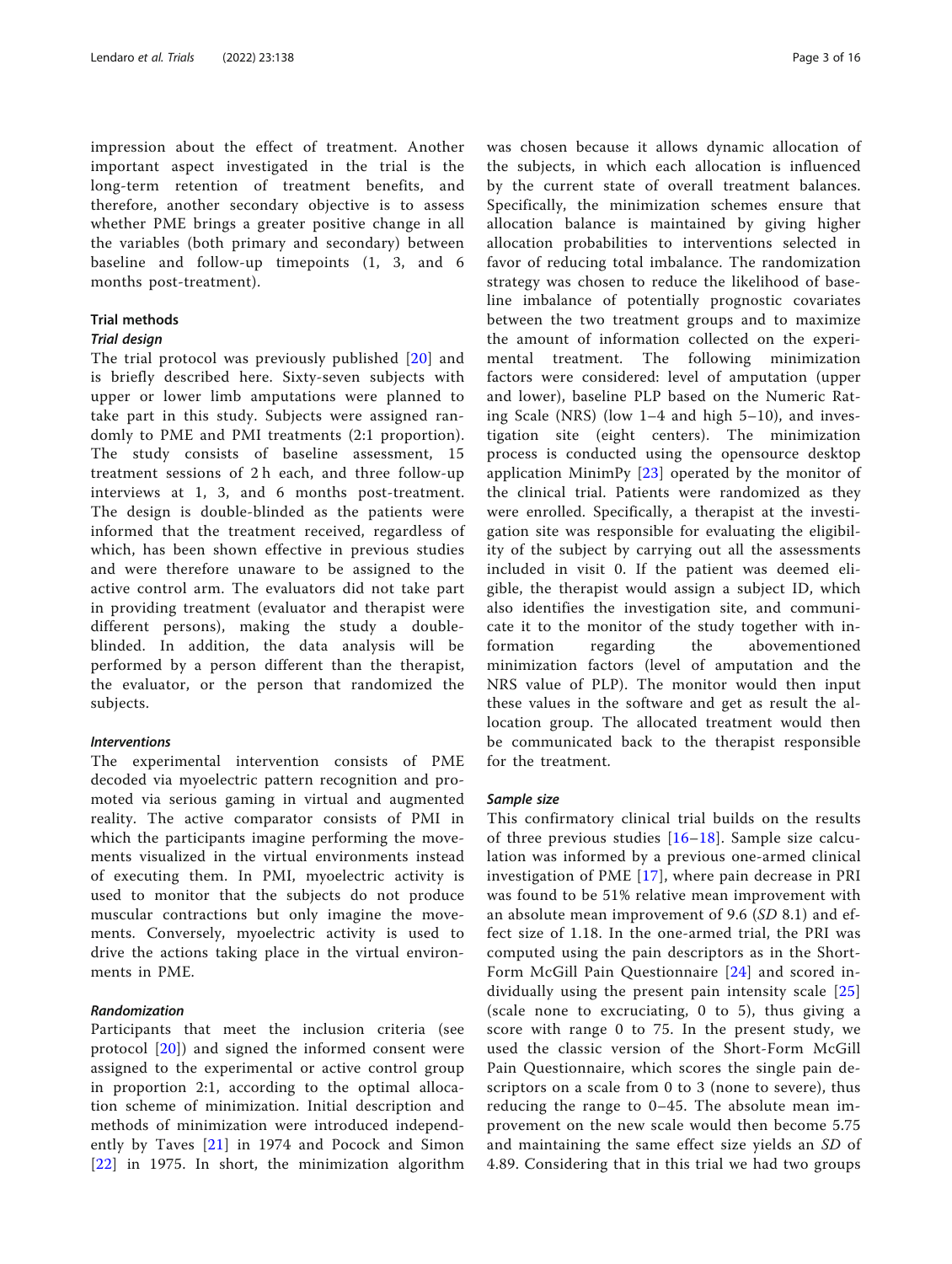impression about the effect of treatment. Another important aspect investigated in the trial is the long-term retention of treatment benefits, and therefore, another secondary objective is to assess whether PME brings a greater positive change in all the variables (both primary and secondary) between baseline and follow-up timepoints (1, 3, and 6 months post-treatment).

## Trial methods

### Trial design

The trial protocol was previously published [20] and is briefly described here. Sixty-seven subjects with upper or lower limb amputations were planned to take part in this study. Subjects were assigned randomly to PME and PMI treatments (2:1 proportion). The study consists of baseline assessment, 15 treatment sessions of 2 h each, and three follow-up interviews at 1, 3, and 6 months post-treatment. The design is double-blinded as the patients were informed that the treatment received, regardless of which, has been shown effective in previous studies and were therefore unaware to be assigned to the active control arm. The evaluators did not take part in providing treatment (evaluator and therapist were different persons), making the study a double-blinded. In addition, the data analysis will be performed by a person different than the therapist, the evaluator, or the person that randomized the subjects.

### Interventions

The experimental intervention consists of PME decoded via myoelectric pattern recognition and promoted via serious gaming in virtual and augmented reality. The active comparator consists of PMI in which the participants imagine performing the movements visualized in the virtual environments instead of executing them. In PMI, myoelectric activity is used to monitor that the subjects do not produce muscular contractions but only imagine the movements. Conversely, myoelectric activity is used to drive the actions taking place in the virtual environments in PME.

### Randomization

Participants that meet the inclusion criteria (see protocol [20]) and signed the informed consent were assigned to the experimental or active control group in proportion 2:1, according to the optimal allocation scheme of minimization. Initial description and methods of minimization were introduced independently by Taves [21] in 1974 and Pocock and Simon [22] in 1975. In short, the minimization algorithm was chosen because it allows dynamic allocation of the subjects, in which each allocation is influenced by the current state of overall treatment balances. Specifically, the minimization schemes ensure that allocation balance is maintained by giving higher allocation probabilities to interventions selected in favor of reducing total imbalance. The randomization strategy was chosen to reduce the likelihood of baseline imbalance of potentially prognostic covariates between the two treatment groups and to maximize the amount of information collected on the experimental treatment. The following minimization factors were considered: level of amputation (upper and lower), baseline PLP based on the Numeric Rating Scale (NRS) (low 1–4 and high 5–10), and investigation site (eight centers). The minimization process is conducted using the opensource desktop application MinimPy [23] operated by the monitor of the clinical trial. Patients were randomized as they were enrolled. Specifically, a therapist at the investigation site was responsible for evaluating the eligibility of the subject by carrying out all the assessments included in visit 0. If the patient was deemed eligible, the therapist would assign a subject ID, which also identifies the investigation site, and communicate it to the monitor of the study together with information regarding the abovementioned minimization factors (level of amputation and the NRS value of PLP). The monitor would then input these values in the software and get as result the allocation group. The allocated treatment would then be communicated back to the therapist responsible for the treatment.

### Sample size

This confirmatory clinical trial builds on the results of three previous studies [16–18]. Sample size calculation was informed by a previous one-armed clinical investigation of PME [17], where pain decrease in PRI was found to be 51% relative mean improvement with an absolute mean improvement of 9.6 (*SD* 8.1) and effect size of 1.18. In the one-armed trial, the PRI was computed using the pain descriptors as in the Short-Form McGill Pain Questionnaire [24] and scored individually using the present pain intensity scale [25] (scale none to excruciating, 0 to 5), thus giving a score with range 0 to 75. In the present study, we used the classic version of the Short-Form McGill Pain Questionnaire, which scores the single pain descriptors on a scale from 0 to 3 (none to severe), thus reducing the range to 0–45. The absolute mean improvement on the new scale would then become 5.75 and maintaining the same effect size yields an *SD* of 4.89. Considering that in this trial we had two groups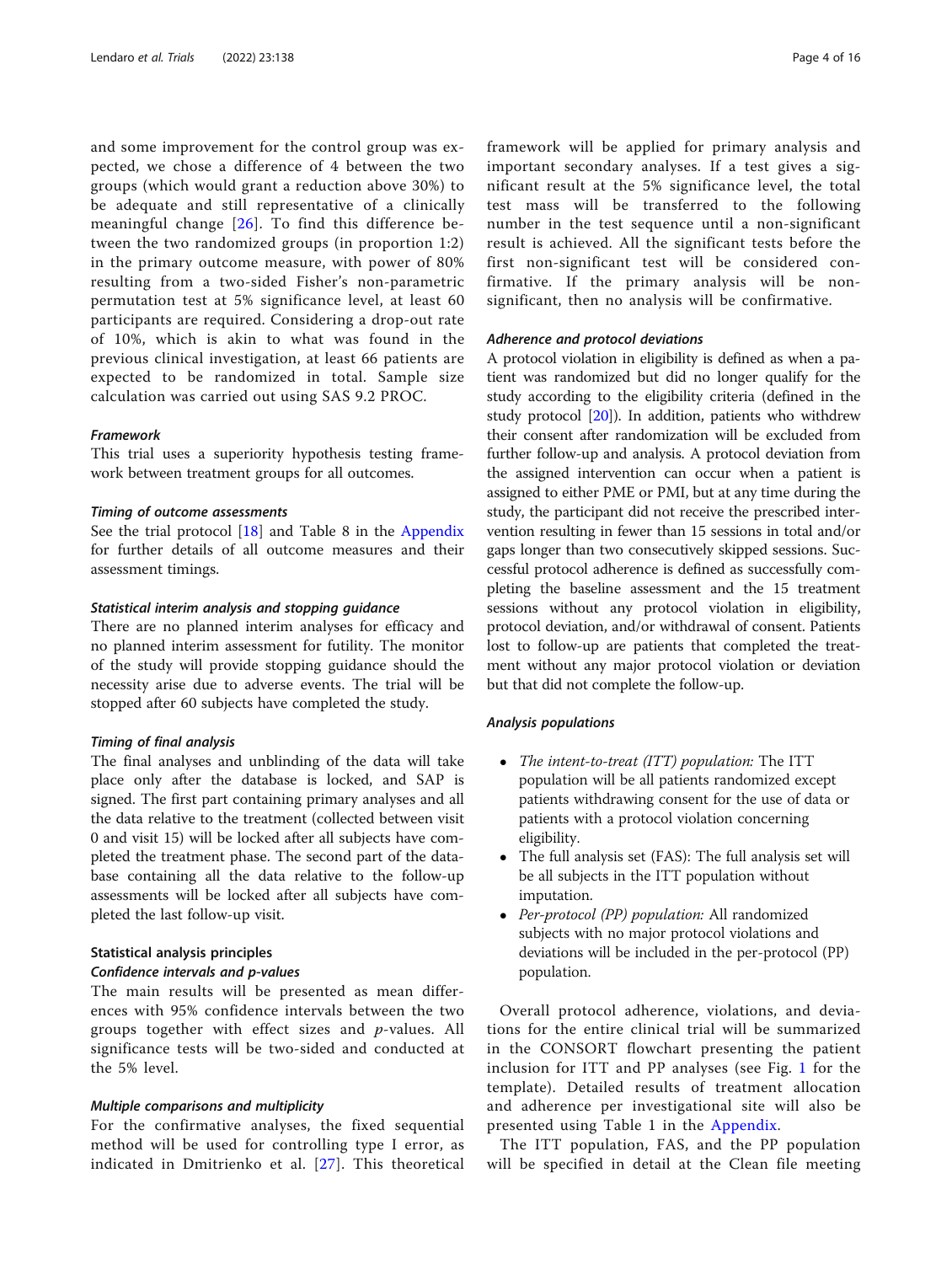and some improvement for the control group was expected, we chose a difference of 4 between the two groups (which would grant a reduction above 30%) to be adequate and still representative of a clinically meaningful change [26]. To find this difference between the two randomized groups (in proportion 1:2) in the primary outcome measure, with power of 80% resulting from a two-sided Fisher's non-parametric permutation test at 5% significance level, at least 60 participants are required. Considering a drop-out rate of 10%, which is akin to what was found in the previous clinical investigation, at least 66 patients are expected to be randomized in total. Sample size calculation was carried out using SAS 9.2 PROC.

#### *Framework*

This trial uses a superiority hypothesis testing framework between treatment groups for all outcomes.

#### *Timing of outcome assessments*

See the trial protocol [18] and Table 8 in the Appendix for further details of all outcome measures and their assessment timings.

#### *Statistical interim analysis and stopping guidance*

There are no planned interim analyses for efficacy and no planned interim assessment for futility. The monitor of the study will provide stopping guidance should the necessity arise due to adverse events. The trial will be stopped after 60 subjects have completed the study.

#### *Timing of final analysis*

The final analyses and unblinding of the data will take place only after the database is locked, and SAP is signed. The first part containing primary analyses and all the data relative to the treatment (collected between visit 0 and visit 15) will be locked after all subjects have completed the treatment phase. The second part of the database containing all the data relative to the follow-up assessments will be locked after all subjects have completed the last follow-up visit.

### Statistical analysis principles

#### *Confidence intervals and p-values*

The main results will be presented as mean differences with 95% confidence intervals between the two groups together with effect sizes and *p*-values. All significance tests will be two-sided and conducted at the 5% level.

#### *Multiple comparisons and multiplicity*

For the confirmative analyses, the fixed sequential method will be used for controlling type I error, as indicated in Dmitrienko et al. [27]. This theoretical framework will be applied for primary analysis and important secondary analyses. If a test gives a significant result at the 5% significance level, the total test mass will be transferred to the following number in the test sequence until a non-significant result is achieved. All the significant tests before the first non-significant test will be considered confirmative. If the primary analysis will be non-significant, then no analysis will be confirmative.

#### *Adherence and protocol deviations*

A protocol violation in eligibility is defined as when a patient was randomized but did no longer qualify for the study according to the eligibility criteria (defined in the study protocol [20]). In addition, patients who withdrew their consent after randomization will be excluded from further follow-up and analysis. A protocol deviation from the assigned intervention can occur when a patient is assigned to either PME or PMI, but at any time during the study, the participant did not receive the prescribed intervention resulting in fewer than 15 sessions in total and/or gaps longer than two consecutively skipped sessions. Successful protocol adherence is defined as successfully completing the baseline assessment and the 15 treatment sessions without any protocol violation in eligibility, protocol deviation, and/or withdrawal of consent. Patients lost to follow-up are patients that completed the treatment without any major protocol violation or deviation but that did not complete the follow-up.

#### *Analysis populations*

- *The intent-to-treat (ITT) population:* The ITT population will be all patients randomized except patients withdrawing consent for the use of data or patients with a protocol violation concerning eligibility.
- The full analysis set (FAS): The full analysis set will be all subjects in the ITT population without imputation.
- *Per-protocol (PP) population:* All randomized subjects with no major protocol violations and deviations will be included in the per-protocol (PP) population.

Overall protocol adherence, violations, and deviations for the entire clinical trial will be summarized in the CONSORT flowchart presenting the patient inclusion for ITT and PP analyses (see Fig. 1 for the template). Detailed results of treatment allocation and adherence per investigational site will also be presented using Table 1 in the Appendix.

The ITT population, FAS, and the PP population will be specified in detail at the Clean file meeting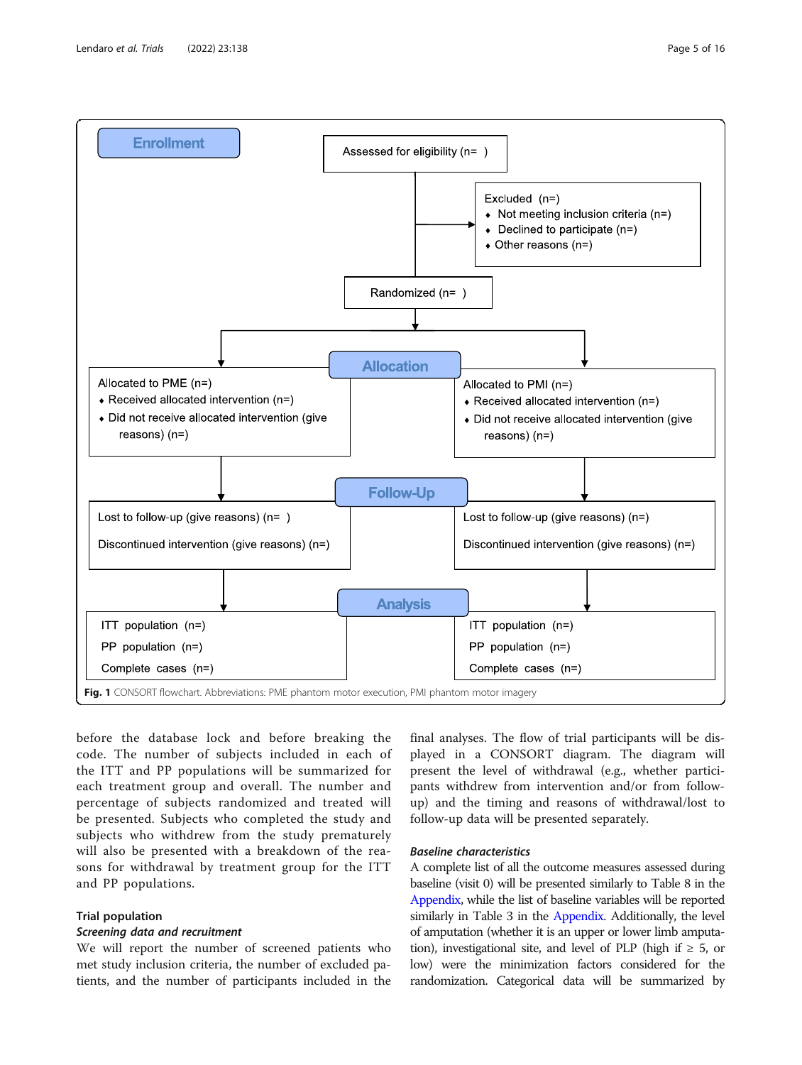**Enrollment**

Assessed for eligibility (n= )

Excluded (n=)
- Not meeting inclusion criteria (n=)
- Declined to participate (n=)
- Other reasons (n=)

Randomized (n= )

**Allocation**

| Allocated to PME (n=) | Allocated to PMI (n=) |
| --- | --- |
| ♦ Received allocated intervention (n=) | ♦ Received allocated intervention (n=) |
| ♦ Did not receive allocated intervention (give reasons) (n=) | ♦ Did not receive allocated intervention (give reasons) (n=) |

**Follow-Up**

| PME | PMI |
| --- | --- |
| Lost to follow-up (give reasons) (n= ) | Lost to follow-up (give reasons) (n=) |
| Discontinued intervention (give reasons) (n=) | Discontinued intervention (give reasons) (n=) |

**Analysis**

| PME | PMI |
| --- | --- |
| ITT population (n=) | ITT population (n=) |
| PP population (n=) | PP population (n=) |
| Complete cases (n=) | Complete cases (n=) |

**Fig. 1** CONSORT flowchart. Abbreviations: PME phantom motor execution, PMI phantom motor imagery

before the database lock and before breaking the code. The number of subjects included in each of the ITT and PP populations will be summarized for each treatment group and overall. The number and percentage of subjects randomized and treated will be presented. Subjects who completed the study and subjects who withdrew from the study prematurely will also be presented with a breakdown of the reasons for withdrawal by treatment group for the ITT and PP populations.

### Trial population

#### *Screening data and recruitment*

We will report the number of screened patients who met study inclusion criteria, the number of excluded patients, and the number of participants included in the final analyses. The flow of trial participants will be displayed in a CONSORT diagram. The diagram will present the level of withdrawal (e.g., whether participants withdrew from intervention and/or from follow-up) and the timing and reasons of withdrawal/lost to follow-up data will be presented separately.

#### *Baseline characteristics*

A complete list of all the outcome measures assessed during baseline (visit 0) will be presented similarly to Table 8 in the Appendix, while the list of baseline variables will be reported similarly in Table 3 in the Appendix. Additionally, the level of amputation (whether it is an upper or lower limb amputation), investigational site, and level of PLP (high if ≥ 5, or low) were the minimization factors considered for the randomization. Categorical data will be summarized by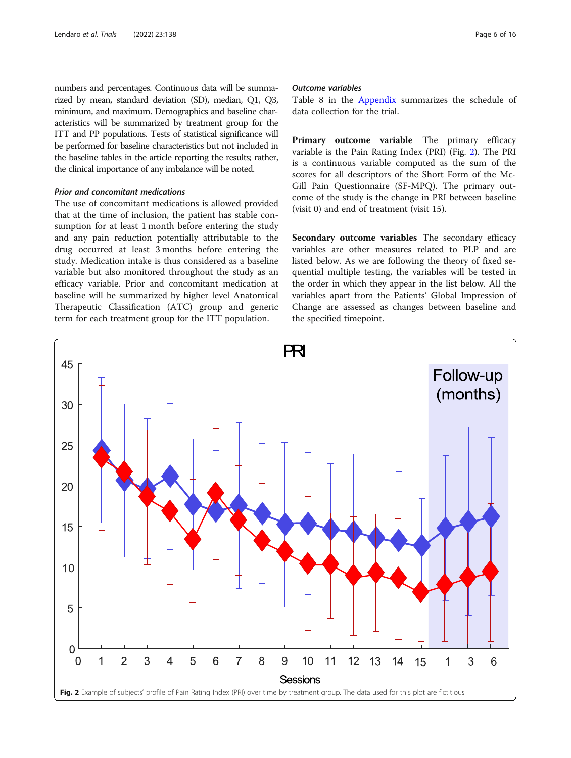numbers and percentages. Continuous data will be summarized by mean, standard deviation (SD), median, Q1, Q3, minimum, and maximum. Demographics and baseline characteristics will be summarized by treatment group for the ITT and PP populations. Tests of statistical significance will be performed for baseline characteristics but not included in the baseline tables in the article reporting the results; rather, the clinical importance of any imbalance will be noted.

### Prior and concomitant medications

The use of concomitant medications is allowed provided that at the time of inclusion, the patient has stable consumption for at least 1 month before entering the study and any pain reduction potentially attributable to the drug occurred at least 3 months before entering the study. Medication intake is thus considered as a baseline variable but also monitored throughout the study as an efficacy variable. Prior and concomitant medication at baseline will be summarized by higher level Anatomical Therapeutic Classification (ATC) group and generic term for each treatment group for the ITT population.

### Outcome variables

Table 8 in the Appendix summarizes the schedule of data collection for the trial.

**Primary outcome variable** The primary efficacy variable is the Pain Rating Index (PRI) (Fig. 2). The PRI is a continuous variable computed as the sum of the scores for all descriptors of the Short Form of the McGill Pain Questionnaire (SF-MPQ). The primary outcome of the study is the change in PRI between baseline (visit 0) and end of treatment (visit 15).

**Secondary outcome variables** The secondary efficacy variables are other measures related to PLP and are listed below. As we are following the theory of fixed sequential multiple testing, the variables will be tested in the order in which they appear in the list below. All the variables apart from the Patients' Global Impression of Change are assessed as changes between baseline and the specified timepoint.

**Fig. 2** Example of subjects' profile of Pain Rating Index (PRI) over time by treatment group. The data used for this plot are fictitious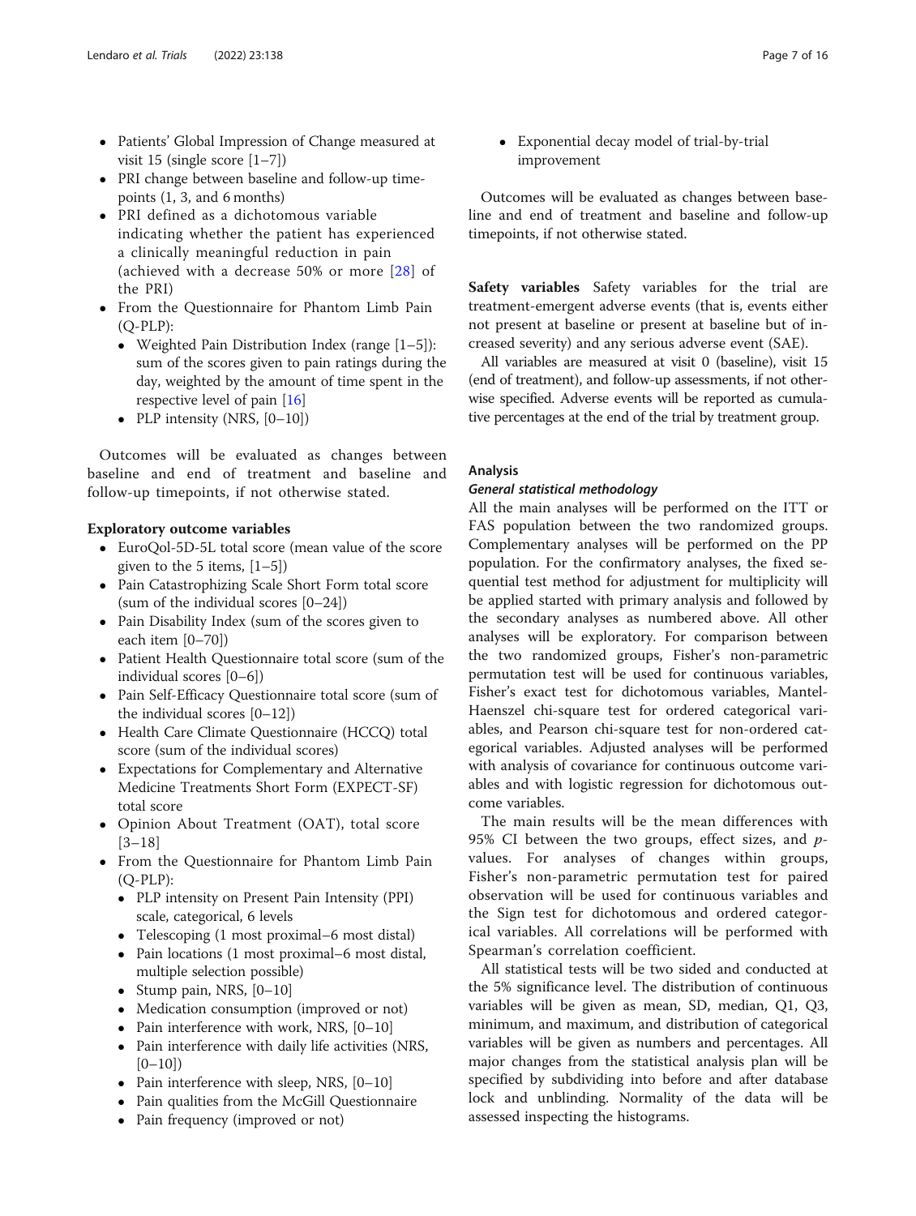- Patients' Global Impression of Change measured at visit 15 (single score [1–7])
- PRI change between baseline and follow-up timepoints (1, 3, and 6 months)
- PRI defined as a dichotomous variable indicating whether the patient has experienced a clinically meaningful reduction in pain (achieved with a decrease 50% or more [28] of the PRI)
- From the Questionnaire for Phantom Limb Pain (Q-PLP):
  - Weighted Pain Distribution Index (range [1–5]): sum of the scores given to pain ratings during the day, weighted by the amount of time spent in the respective level of pain [16]
  - PLP intensity (NRS, [0–10])

Outcomes will be evaluated as changes between baseline and end of treatment and baseline and follow-up timepoints, if not otherwise stated.

**Exploratory outcome variables**

- EuroQol-5D-5L total score (mean value of the score given to the 5 items, [1–5])
- Pain Catastrophizing Scale Short Form total score (sum of the individual scores [0–24])
- Pain Disability Index (sum of the scores given to each item [0–70])
- Patient Health Questionnaire total score (sum of the individual scores [0–6])
- Pain Self-Efficacy Questionnaire total score (sum of the individual scores [0–12])
- Health Care Climate Questionnaire (HCCQ) total score (sum of the individual scores)
- Expectations for Complementary and Alternative Medicine Treatments Short Form (EXPECT-SF) total score
- Opinion About Treatment (OAT), total score [3–18]
- From the Questionnaire for Phantom Limb Pain (Q-PLP):
  - PLP intensity on Present Pain Intensity (PPI) scale, categorical, 6 levels
  - Telescoping (1 most proximal–6 most distal)
  - Pain locations (1 most proximal–6 most distal, multiple selection possible)
  - Stump pain, NRS, [0–10]
  - Medication consumption (improved or not)
  - Pain interference with work, NRS, [0–10]
  - Pain interference with daily life activities (NRS, [0–10])
  - Pain interference with sleep, NRS, [0–10]
  - Pain qualities from the McGill Questionnaire
  - Pain frequency (improved or not)
- Exponential decay model of trial-by-trial improvement

Outcomes will be evaluated as changes between baseline and end of treatment and baseline and follow-up timepoints, if not otherwise stated.

**Safety variables** Safety variables for the trial are treatment-emergent adverse events (that is, events either not present at baseline or present at baseline but of increased severity) and any serious adverse event (SAE).

All variables are measured at visit 0 (baseline), visit 15 (end of treatment), and follow-up assessments, if not otherwise specified. Adverse events will be reported as cumulative percentages at the end of the trial by treatment group.

### Analysis

#### *General statistical methodology*

All the main analyses will be performed on the ITT or FAS population between the two randomized groups. Complementary analyses will be performed on the PP population. For the confirmatory analyses, the fixed sequential test method for adjustment for multiplicity will be applied started with primary analysis and followed by the secondary analyses as numbered above. All other analyses will be exploratory. For comparison between the two randomized groups, Fisher's non-parametric permutation test will be used for continuous variables, Fisher's exact test for dichotomous variables, Mantel-Haenszel chi-square test for ordered categorical variables, and Pearson chi-square test for non-ordered categorical variables. Adjusted analyses will be performed with analysis of covariance for continuous outcome variables and with logistic regression for dichotomous outcome variables.

The main results will be the mean differences with 95% CI between the two groups, effect sizes, and *p*-values. For analyses of changes within groups, Fisher's non-parametric permutation test for paired observation will be used for continuous variables and the Sign test for dichotomous and ordered categorical variables. All correlations will be performed with Spearman's correlation coefficient.

All statistical tests will be two sided and conducted at the 5% significance level. The distribution of continuous variables will be given as mean, SD, median, Q1, Q3, minimum, and maximum, and distribution of categorical variables will be given as numbers and percentages. All major changes from the statistical analysis plan will be specified by subdividing into before and after database lock and unblinding. Normality of the data will be assessed inspecting the histograms.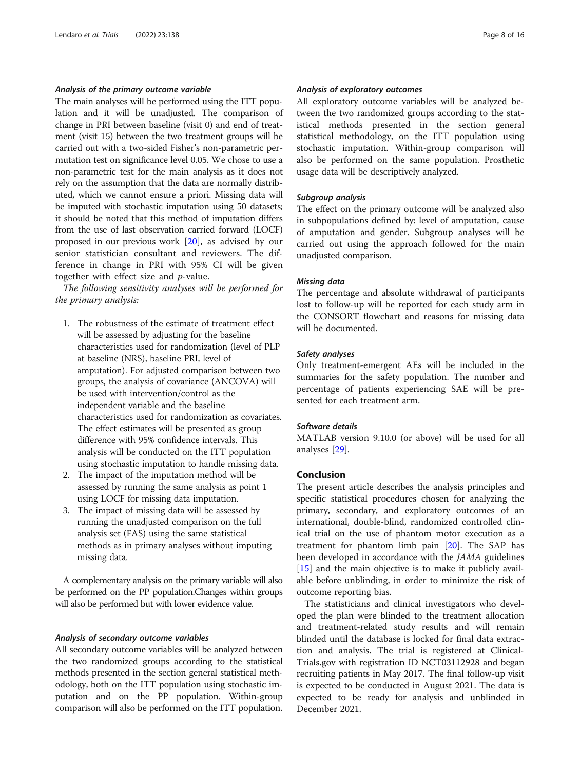#### Analysis of the primary outcome variable

The main analyses will be performed using the ITT population and it will be unadjusted. The comparison of change in PRI between baseline (visit 0) and end of treatment (visit 15) between the two treatment groups will be carried out with a two-sided Fisher's non-parametric permutation test on significance level 0.05. We chose to use a non-parametric test for the main analysis as it does not rely on the assumption that the data are normally distributed, which we cannot ensure a priori. Missing data will be imputed with stochastic imputation using 50 datasets; it should be noted that this method of imputation differs from the use of last observation carried forward (LOCF) proposed in our previous work [20], as advised by our senior statistician consultant and reviewers. The difference in change in PRI with 95% CI will be given together with effect size and $p$-value.

*The following sensitivity analyses will be performed for the primary analysis:*

1. The robustness of the estimate of treatment effect will be assessed by adjusting for the baseline characteristics used for randomization (level of PLP at baseline (NRS), baseline PRI, level of amputation). For adjusted comparison between two groups, the analysis of covariance (ANCOVA) will be used with intervention/control as the independent variable and the baseline characteristics used for randomization as covariates. The effect estimates will be presented as group difference with 95% confidence intervals. This analysis will be conducted on the ITT population using stochastic imputation to handle missing data.
2. The impact of the imputation method will be assessed by running the same analysis as point 1 using LOCF for missing data imputation.
3. The impact of missing data will be assessed by running the unadjusted comparison on the full analysis set (FAS) using the same statistical methods as in primary analyses without imputing missing data.

A complementary analysis on the primary variable will also be performed on the PP population.Changes within groups will also be performed but with lower evidence value.

#### Analysis of secondary outcome variables

All secondary outcome variables will be analyzed between the two randomized groups according to the statistical methods presented in the section general statistical methodology, both on the ITT population using stochastic imputation and on the PP population. Within-group comparison will also be performed on the ITT population.

#### Analysis of exploratory outcomes

All exploratory outcome variables will be analyzed between the two randomized groups according to the statistical methods presented in the section general statistical methodology, on the ITT population using stochastic imputation. Within-group comparison will also be performed on the same population. Prosthetic usage data will be descriptively analyzed.

#### Subgroup analysis

The effect on the primary outcome will be analyzed also in subpopulations defined by: level of amputation, cause of amputation and gender. Subgroup analyses will be carried out using the approach followed for the main unadjusted comparison.

#### Missing data

The percentage and absolute withdrawal of participants lost to follow-up will be reported for each study arm in the CONSORT flowchart and reasons for missing data will be documented.

#### Safety analyses

Only treatment-emergent AEs will be included in the summaries for the safety population. The number and percentage of patients experiencing SAE will be presented for each treatment arm.

#### Software details

MATLAB version 9.10.0 (or above) will be used for all analyses [29].

## Conclusion

The present article describes the analysis principles and specific statistical procedures chosen for analyzing the primary, secondary, and exploratory outcomes of an international, double-blind, randomized controlled clinical trial on the use of phantom motor execution as a treatment for phantom limb pain [20]. The SAP has been developed in accordance with the *JAMA* guidelines [15] and the main objective is to make it publicly available before unblinding, in order to minimize the risk of outcome reporting bias.

The statisticians and clinical investigators who developed the plan were blinded to the treatment allocation and treatment-related study results and will remain blinded until the database is locked for final data extraction and analysis. The trial is registered at ClinicalTrials.gov with registration ID NCT03112928 and began recruiting patients in May 2017. The final follow-up visit is expected to be conducted in August 2021. The data is expected to be ready for analysis and unblinded in December 2021.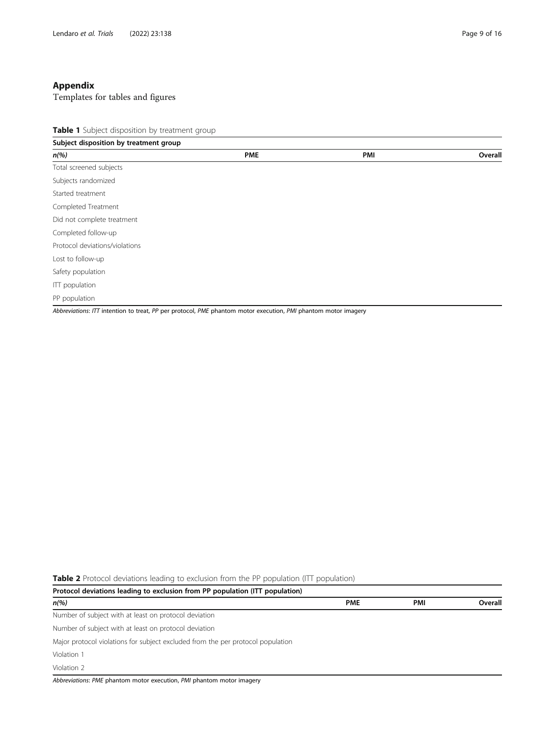## Appendix

Templates for tables and figures

**Table 1** Subject disposition by treatment group

| Subject disposition by treatment group | | | |
|---|---|---|---|
| ***n(%)*** | **PME** | **PMI** | **Overall** |
| Total screened subjects | | | |
| Subjects randomized | | | |
| Started treatment | | | |
| Completed Treatment | | | |
| Did not complete treatment | | | |
| Completed follow-up | | | |
| Protocol deviations/violations | | | |
| Lost to follow-up | | | |
| Safety population | | | |
| ITT population | | | |
| PP population | | | |

*Abbreviations*: *ITT* intention to treat, *PP* per protocol, *PME* phantom motor execution, *PMI* phantom motor imagery

**Table 2** Protocol deviations leading to exclusion from the PP population (ITT population)

| Protocol deviations leading to exclusion from PP population (ITT population) | | | |
|---|---|---|---|
| ***n(%)*** | **PME** | **PMI** | **Overall** |
| Number of subject with at least on protocol deviation | | | |
| Number of subject with at least on protocol deviation | | | |
| Major protocol violations for subject excluded from the per protocol population | | | |
| Violation 1 | | | |
| Violation 2 | | | |

*Abbreviations*: *PME* phantom motor execution, *PMI* phantom motor imagery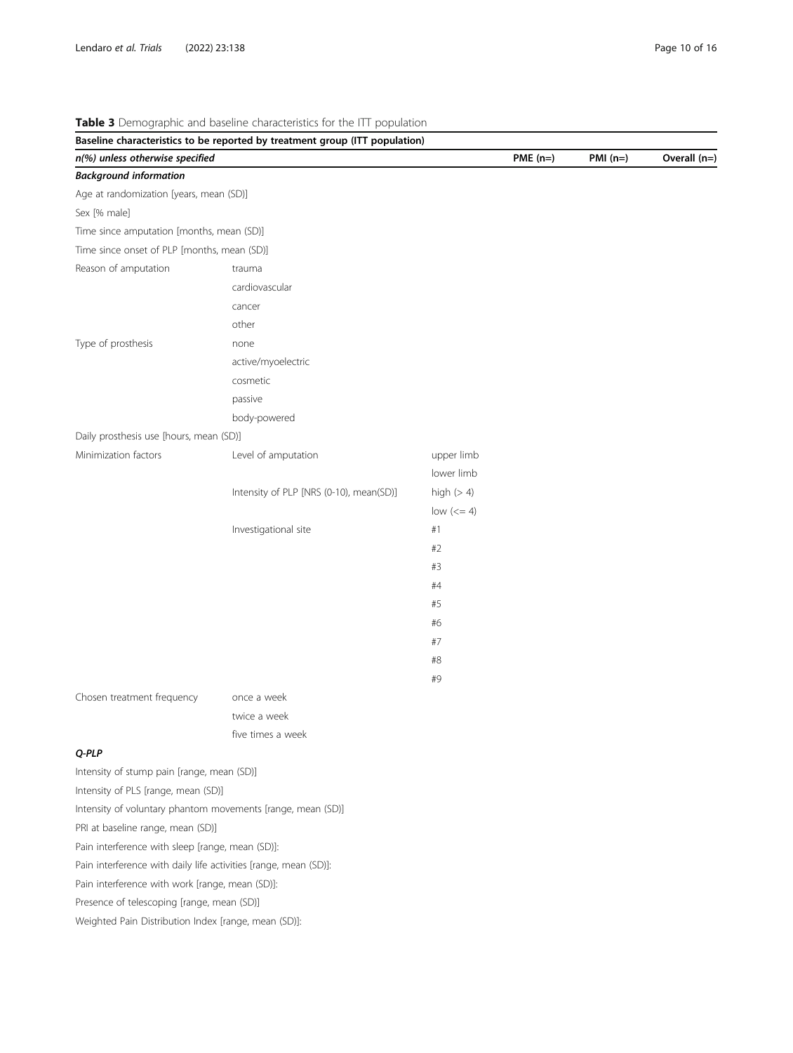**Table 3** Demographic and baseline characteristics for the ITT population

| Baseline characteristics to be reported by treatment group (ITT population) | | | | | |
|---|---|---|---|---|---|
| ***n(%) unless otherwise specified*** | | | **PME (n=)** | **PMI (n=)** | **Overall (n=)** |
| ***Background information*** | | | | | |
| Age at randomization [years, mean (SD)] | | | | | |
| Sex [% male] | | | | | |
| Time since amputation [months, mean (SD)] | | | | | |
| Time since onset of PLP [months, mean (SD)] | | | | | |
| Reason of amputation | trauma | | | | |
| | cardiovascular | | | | |
| | cancer | | | | |
| | other | | | | |
| Type of prosthesis | none | | | | |
| | active/myoelectric | | | | |
| | cosmetic | | | | |
| | passive | | | | |
| | body-powered | | | | |
| Daily prosthesis use [hours, mean (SD)] | | | | | |
| Minimization factors | Level of amputation | upper limb | | | |
| | | lower limb | | | |
| | Intensity of PLP [NRS (0-10), mean(SD)] | high (> 4) | | | |
| | | low (<= 4) | | | |
| | Investigational site | #1 | | | |
| | | #2 | | | |
| | | #3 | | | |
| | | #4 | | | |
| | | #5 | | | |
| | | #6 | | | |
| | | #7 | | | |
| | | #8 | | | |
| | | #9 | | | |
| Chosen treatment frequency | once a week | | | | |
| | twice a week | | | | |
| | five times a week | | | | |
| ***Q-PLP*** | | | | | |
| Intensity of stump pain [range, mean (SD)] | | | | | |
| Intensity of PLS [range, mean (SD)] | | | | | |
| Intensity of voluntary phantom movements [range, mean (SD)] | | | | | |
| PRI at baseline range, mean (SD)] | | | | | |
| Pain interference with sleep [range, mean (SD)]: | | | | | |
| Pain interference with daily life activities [range, mean (SD)]: | | | | | |
| Pain interference with work [range, mean (SD)]: | | | | | |
| Presence of telescoping [range, mean (SD)] | | | | | |
| Weighted Pain Distribution Index [range, mean (SD)]: | | | | | |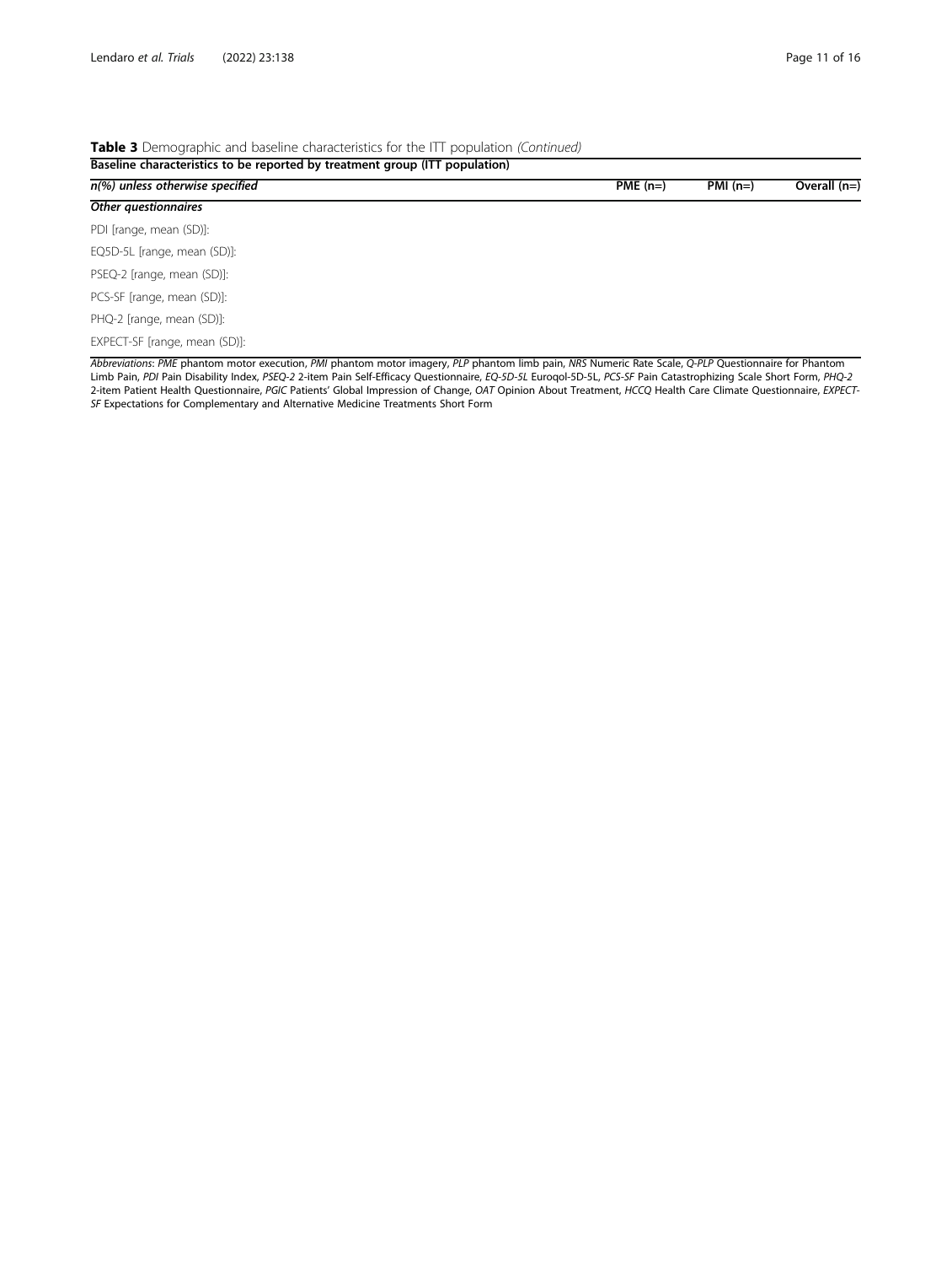**Table 3** Demographic and baseline characteristics for the ITT population *(Continued)*

| **Baseline characteristics to be reported by treatment group (ITT population)** | | | |
|---|---|---|---|
| ***n(%) unless otherwise specified*** | **PME (n=)** | **PMI (n=)** | **Overall (n=)** |
| ***Other questionnaires*** | | | |
| PDI [range, mean (SD)]: | | | |
| EQ5D-5L [range, mean (SD)]: | | | |
| PSEQ-2 [range, mean (SD)]: | | | |
| PCS-SF [range, mean (SD)]: | | | |
| PHQ-2 [range, mean (SD)]: | | | |
| EXPECT-SF [range, mean (SD)]: | | | |

*Abbreviations*: *PME* phantom motor execution, *PMI* phantom motor imagery, *PLP* phantom limb pain, *NRS* Numeric Rate Scale, *Q-PLP* Questionnaire for Phantom Limb Pain, *PDI* Pain Disability Index, *PSEQ-2* 2-item Pain Self-Efficacy Questionnaire, *EQ-5D-5L* Euroqol-5D-5L, *PCS-SF* Pain Catastrophizing Scale Short Form, *PHQ-2* 2-item Patient Health Questionnaire, *PGIC* Patients' Global Impression of Change, *OAT* Opinion About Treatment, *HCCQ* Health Care Climate Questionnaire, *EXPECT-SF* Expectations for Complementary and Alternative Medicine Treatments Short Form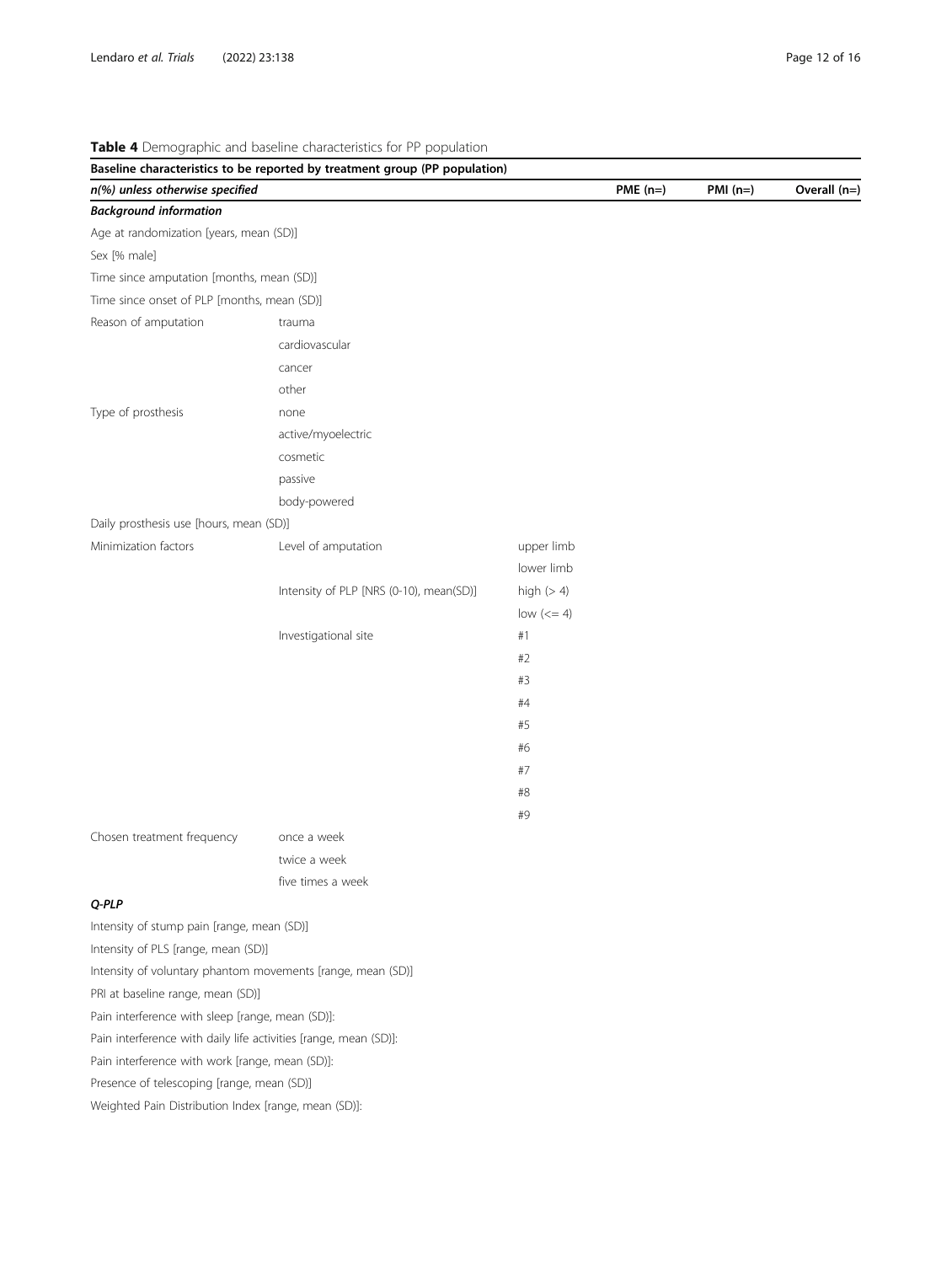**Table 4** Demographic and baseline characteristics for PP population

| Baseline characteristics to be reported by treatment group (PP population) | | | | | |
|---|---|---|---|---|---|
| ***n(%) unless otherwise specified*** | | | **PME (n=)** | **PMI (n=)** | **Overall (n=)** |
| ***Background information*** | | | | | |
| Age at randomization [years, mean (SD)] | | | | | |
| Sex [% male] | | | | | |
| Time since amputation [months, mean (SD)] | | | | | |
| Time since onset of PLP [months, mean (SD)] | | | | | |
| Reason of amputation | trauma | | | | |
| | cardiovascular | | | | |
| | cancer | | | | |
| | other | | | | |
| Type of prosthesis | none | | | | |
| | active/myoelectric | | | | |
| | cosmetic | | | | |
| | passive | | | | |
| | body-powered | | | | |
| Daily prosthesis use [hours, mean (SD)] | | | | | |
| Minimization factors | Level of amputation | upper limb | | | |
| | | lower limb | | | |
| | Intensity of PLP [NRS (0-10), mean(SD)] | high (> 4) | | | |
| | | low (<= 4) | | | |
| | Investigational site | #1 | | | |
| | | #2 | | | |
| | | #3 | | | |
| | | #4 | | | |
| | | #5 | | | |
| | | #6 | | | |
| | | #7 | | | |
| | | #8 | | | |
| | | #9 | | | |
| Chosen treatment frequency | once a week | | | | |
| | twice a week | | | | |
| | five times a week | | | | |
| ***Q-PLP*** | | | | | |
| Intensity of stump pain [range, mean (SD)] | | | | | |
| Intensity of PLS [range, mean (SD)] | | | | | |
| Intensity of voluntary phantom movements [range, mean (SD)] | | | | | |
| PRI at baseline range, mean (SD)] | | | | | |
| Pain interference with sleep [range, mean (SD)]: | | | | | |
| Pain interference with daily life activities [range, mean (SD)]: | | | | | |
| Pain interference with work [range, mean (SD)]: | | | | | |
| Presence of telescoping [range, mean (SD)] | | | | | |
| Weighted Pain Distribution Index [range, mean (SD)]: | | | | | |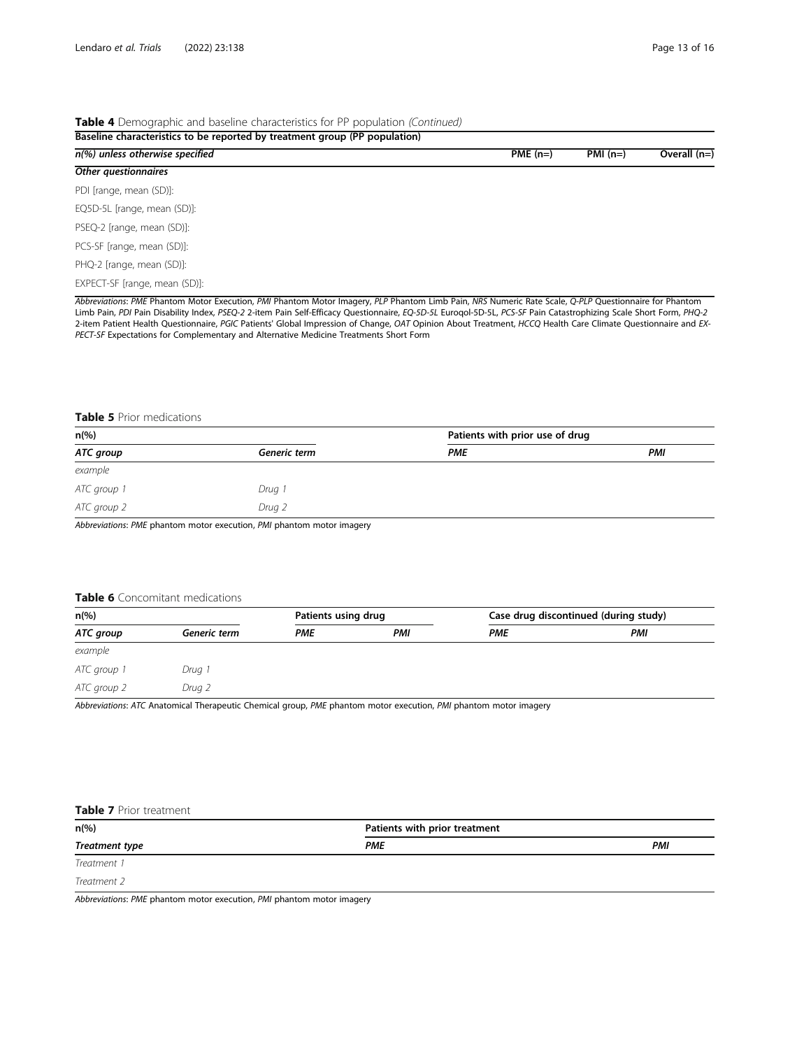**Table 4** Demographic and baseline characteristics for PP population *(Continued)*

| Baseline characteristics to be reported by treatment group (PP population) | | | |
|---|---|---|---|
| ***n(%) unless otherwise specified*** | **PME (n=)** | **PMI (n=)** | **Overall (n=)** |
| ***Other questionnaires*** | | | |
| PDI [range, mean (SD)]: | | | |
| EQ5D-5L [range, mean (SD)]: | | | |
| PSEQ-2 [range, mean (SD)]: | | | |
| PCS-SF [range, mean (SD)]: | | | |
| PHQ-2 [range, mean (SD)]: | | | |
| EXPECT-SF [range, mean (SD)]: | | | |

*Abbreviations*: *PME* Phantom Motor Execution, *PMI* Phantom Motor Imagery, *PLP* Phantom Limb Pain, *NRS* Numeric Rate Scale, *Q-PLP* Questionnaire for Phantom Limb Pain, *PDI* Pain Disability Index, *PSEQ-2* 2-item Pain Self-Efficacy Questionnaire, *EQ-5D-5L* Euroqol-5D-5L, *PCS-SF* Pain Catastrophizing Scale Short Form, *PHQ-2* 2-item Patient Health Questionnaire, *PGIC* Patients' Global Impression of Change, *OAT* Opinion About Treatment, *HCCQ* Health Care Climate Questionnaire and *EXPECT-SF* Expectations for Complementary and Alternative Medicine Treatments Short Form

**Table 5** Prior medications

| **n(%)** | | **Patients with prior use of drug** | |
|---|---|---|---|
| ***ATC group*** | ***Generic term*** | ***PME*** | ***PMI*** |
| *example* | | | |
| *ATC group 1* | *Drug 1* | | |
| *ATC group 2* | *Drug 2* | | |

*Abbreviations*: *PME* phantom motor execution, *PMI* phantom motor imagery

**Table 6** Concomitant medications

| **n(%)** | | **Patients using drug** | | **Case drug discontinued (during study)** | |
|---|---|---|---|---|---|
| ***ATC group*** | ***Generic term*** | ***PME*** | ***PMI*** | ***PME*** | ***PMI*** |
| *example* | | | | | |
| *ATC group 1* | *Drug 1* | | | | |
| *ATC group 2* | *Drug 2* | | | | |

*Abbreviations*: *ATC* Anatomical Therapeutic Chemical group, *PME* phantom motor execution, *PMI* phantom motor imagery

**Table 7** Prior treatment

| **n(%)** | **Patients with prior treatment** | |
|---|---|---|
| ***Treatment type*** | ***PME*** | ***PMI*** |
| *Treatment 1* | | |
| *Treatment 2* | | |

*Abbreviations*: *PME* phantom motor execution, *PMI* phantom motor imagery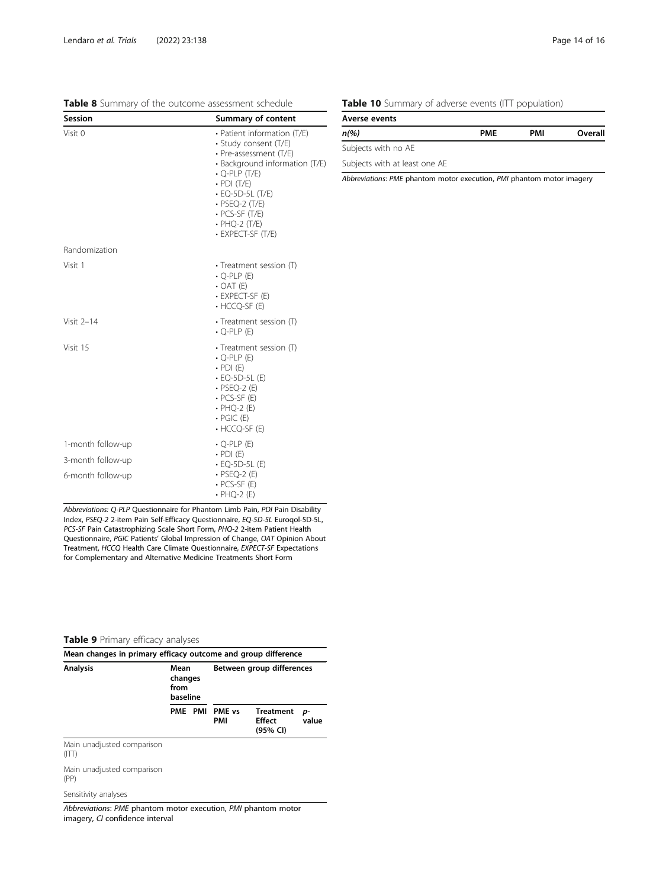**Table 8** Summary of the outcome assessment schedule

| Session | Summary of content |
|---|---|
| Visit 0 | • Patient information (T/E)<br>• Study consent (T/E)<br>• Pre-assessment (T/E)<br>• Background information (T/E)<br>• Q-PLP (T/E)<br>• PDI (T/E)<br>• EQ-5D-5L (T/E)<br>• PSEQ-2 (T/E)<br>• PCS-SF (T/E)<br>• PHQ-2 (T/E)<br>• EXPECT-SF (T/E) |
| Randomization | |
| Visit 1 | • Treatment session (T)<br>• Q-PLP (E)<br>• OAT (E)<br>• EXPECT-SF (E)<br>• HCCQ-SF (E) |
| Visit 2–14 | • Treatment session (T)<br>• Q-PLP (E) |
| Visit 15 | • Treatment session (T)<br>• Q-PLP (E)<br>• PDI (E)<br>• EQ-5D-5L (E)<br>• PSEQ-2 (E)<br>• PCS-SF (E)<br>• PHQ-2 (E)<br>• PGIC (E)<br>• HCCQ-SF (E) |
| 1-month follow-up<br>3-month follow-up<br>6-month follow-up | • Q-PLP (E)<br>• PDI (E)<br>• EQ-5D-5L (E)<br>• PSEQ-2 (E)<br>• PCS-SF (E)<br>• PHQ-2 (E) |

*Abbreviations: Q-PLP* Questionnaire for Phantom Limb Pain, *PDI* Pain Disability Index, *PSEQ-2* 2-item Pain Self-Efficacy Questionnaire, *EQ-5D-5L* Euroqol-5D-5L, *PCS-SF* Pain Catastrophizing Scale Short Form, *PHQ-2* 2-item Patient Health Questionnaire, *PGIC* Patients' Global Impression of Change, *OAT* Opinion About Treatment, *HCCQ* Health Care Climate Questionnaire, *EXPECT-SF* Expectations for Complementary and Alternative Medicine Treatments Short Form

**Table 9** Primary efficacy analyses

| Mean changes in primary efficacy outcome and group difference | | | | | |
|---|---|---|---|---|---|
| Analysis | Mean changes from baseline | | Between group differences | | |
| | PME | PMI | PME vs PMI | Treatment Effect (95% CI) | *p*-value |
| Main unadjusted comparison (ITT) | | | | | |
| Main unadjusted comparison (PP) | | | | | |
| Sensitivity analyses | | | | | |

*Abbreviations*: *PME* phantom motor execution, *PMI* phantom motor imagery, *CI* confidence interval

**Table 10** Summary of adverse events (ITT population)

| Averse events | | | |
|---|---|---|---|
| *n(%)* | PME | PMI | Overall |
| Subjects with no AE | | | |
| Subjects with at least one AE | | | |

*Abbreviations*: *PME* phantom motor execution, *PMI* phantom motor imagery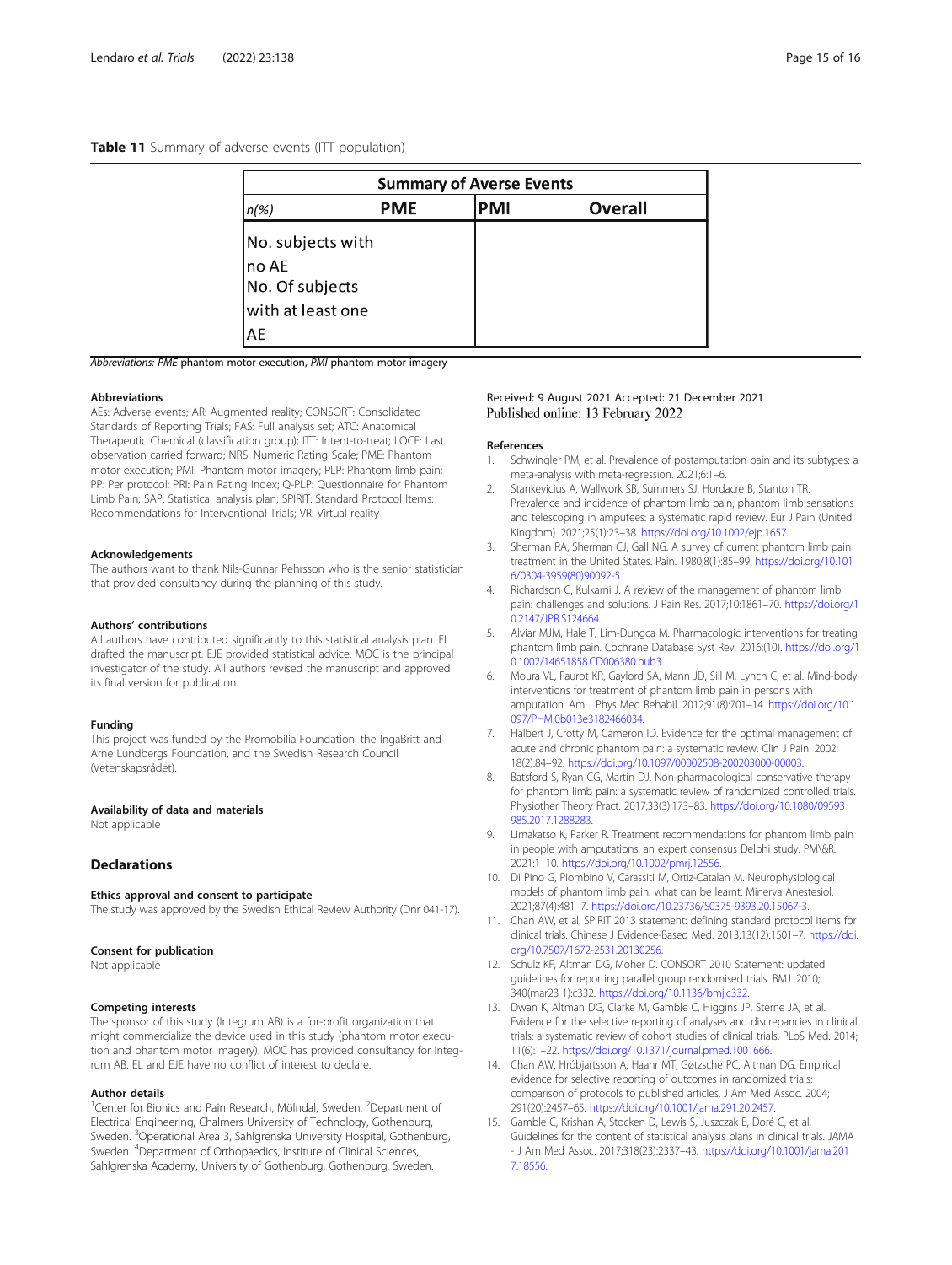**Table 11** Summary of adverse events (ITT population)

| Summary of Averse Events | | | |
|---|---|---|---|
| *n(%)* | **PME** | **PMI** | **Overall** |
| No. subjects with no AE | | | |
| No. Of subjects with at least one AE | | | |

*Abbreviations: PME* phantom motor execution, *PMI* phantom motor imagery

### Abbreviations

AEs: Adverse events; AR: Augmented reality; CONSORT: Consolidated Standards of Reporting Trials; FAS: Full analysis set; ATC: Anatomical Therapeutic Chemical (classification group); ITT: Intent-to-treat; LOCF: Last observation carried forward; NRS: Numeric Rating Scale; PME: Phantom motor execution; PMI: Phantom motor imagery; PLP: Phantom limb pain; PP: Per protocol; PRI: Pain Rating Index; Q-PLP: Questionnaire for Phantom Limb Pain; SAP: Statistical analysis plan; SPIRIT: Standard Protocol Items: Recommendations for Interventional Trials; VR: Virtual reality

### Acknowledgements

The authors want to thank Nils-Gunnar Pehrsson who is the senior statistician that provided consultancy during the planning of this study.

### Authors' contributions

All authors have contributed significantly to this statistical analysis plan. EL drafted the manuscript. EJE provided statistical advice. MOC is the principal investigator of the study. All authors revised the manuscript and approved its final version for publication.

### Funding

This project was funded by the Promobilia Foundation, the IngaBritt and Arne Lundbergs Foundation, and the Swedish Research Council (Vetenskapsrådet).

### Availability of data and materials

Not applicable

## Declarations

### Ethics approval and consent to participate

The study was approved by the Swedish Ethical Review Authority (Dnr 041-17).

### Consent for publication

Not applicable

### Competing interests

The sponsor of this study (Integrum AB) is a for-profit organization that might commercialize the device used in this study (phantom motor execution and phantom motor imagery). MOC has provided consultancy for Integrum AB. EL and EJE have no conflict of interest to declare.

### Author details

[1]Center for Bionics and Pain Research, Mölndal, Sweden. [2]Department of Electrical Engineering, Chalmers University of Technology, Gothenburg, Sweden. [3]Operational Area 3, Sahlgrenska University Hospital, Gothenburg, Sweden. [4]Department of Orthopaedics, Institute of Clinical Sciences, Sahlgrenska Academy, University of Gothenburg, Gothenburg, Sweden.

Received: 9 August 2021 Accepted: 21 December 2021
Published online: 13 February 2022

### References

1. Schwingler PM, et al. Prevalence of postamputation pain and its subtypes: a meta-analysis with meta-regression. 2021;6:1–6.
2. Stankevicius A, Wallwork SB, Summers SJ, Hordacre B, Stanton TR. Prevalence and incidence of phantom limb pain, phantom limb sensations and telescoping in amputees: a systematic rapid review. Eur J Pain (United Kingdom). 2021;25(1):23–38. https://doi.org/10.1002/ejp.1657.
3. Sherman RA, Sherman CJ, Gall NG. A survey of current phantom limb pain treatment in the United States. Pain. 1980;8(1):85–99. https://doi.org/10.1016/0304-3959(80)90092-5.
4. Richardson C, Kulkarni J. A review of the management of phantom limb pain: challenges and solutions. J Pain Res. 2017;10:1861–70. https://doi.org/10.2147/JPR.S124664.
5. Alviar MJM, Hale T, Lim-Dungca M. Pharmacologic interventions for treating phantom limb pain. Cochrane Database Syst Rev. 2016;(10). https://doi.org/10.1002/14651858.CD006380.pub3.
6. Moura VL, Faurot KR, Gaylord SA, Mann JD, Sill M, Lynch C, et al. Mind-body interventions for treatment of phantom limb pain in persons with amputation. Am J Phys Med Rehabil. 2012;91(8):701–14. https://doi.org/10.1097/PHM.0b013e3182466034.
7. Halbert J, Crotty M, Cameron ID. Evidence for the optimal management of acute and chronic phantom pain: a systematic review. Clin J Pain. 2002; 18(2):84–92. https://doi.org/10.1097/00002508-200203000-00003.
8. Batsford S, Ryan CG, Martin DJ. Non-pharmacological conservative therapy for phantom limb pain: a systematic review of randomized controlled trials. Physiother Theory Pract. 2017;33(3):173–83. https://doi.org/10.1080/09593985.2017.1288283.
9. Limakatso K, Parker R. Treatment recommendations for phantom limb pain in people with amputations: an expert consensus Delphi study. PM\&R. 2021:1–10. https://doi.org/10.1002/pmrj.12556.
10. Di Pino G, Piombino V, Carassiti M, Ortiz-Catalan M. Neurophysiological models of phantom limb pain: what can be learnt. Minerva Anestesiol. 2021;87(4):481–7. https://doi.org/10.23736/S0375-9393.20.15067-3.
11. Chan AW, et al. SPIRIT 2013 statement: defining standard protocol items for clinical trials. Chinese J Evidence-Based Med. 2013;13(12):1501–7. https://doi.org/10.7507/1672-2531.20130256.
12. Schulz KF, Altman DG, Moher D. CONSORT 2010 Statement: updated guidelines for reporting parallel group randomised trials. BMJ. 2010; 340(mar23 1):c332. https://doi.org/10.1136/bmj.c332.
13. Dwan K, Altman DG, Clarke M, Gamble C, Higgins JP, Sterne JA, et al. Evidence for the selective reporting of analyses and discrepancies in clinical trials: a systematic review of cohort studies of clinical trials. PLoS Med. 2014; 11(6):1–22. https://doi.org/10.1371/journal.pmed.1001666.
14. Chan AW, Hróbjartsson A, Haahr MT, Gøtzsche PC, Altman DG. Empirical evidence for selective reporting of outcomes in randomized trials: comparison of protocols to published articles. J Am Med Assoc. 2004; 291(20):2457–65. https://doi.org/10.1001/jama.291.20.2457.
15. Gamble C, Krishan A, Stocken D, Lewis S, Juszczak E, Doré C, et al. Guidelines for the content of statistical analysis plans in clinical trials. JAMA - J Am Med Assoc. 2017;318(23):2337–43. https://doi.org/10.1001/jama.2017.18556.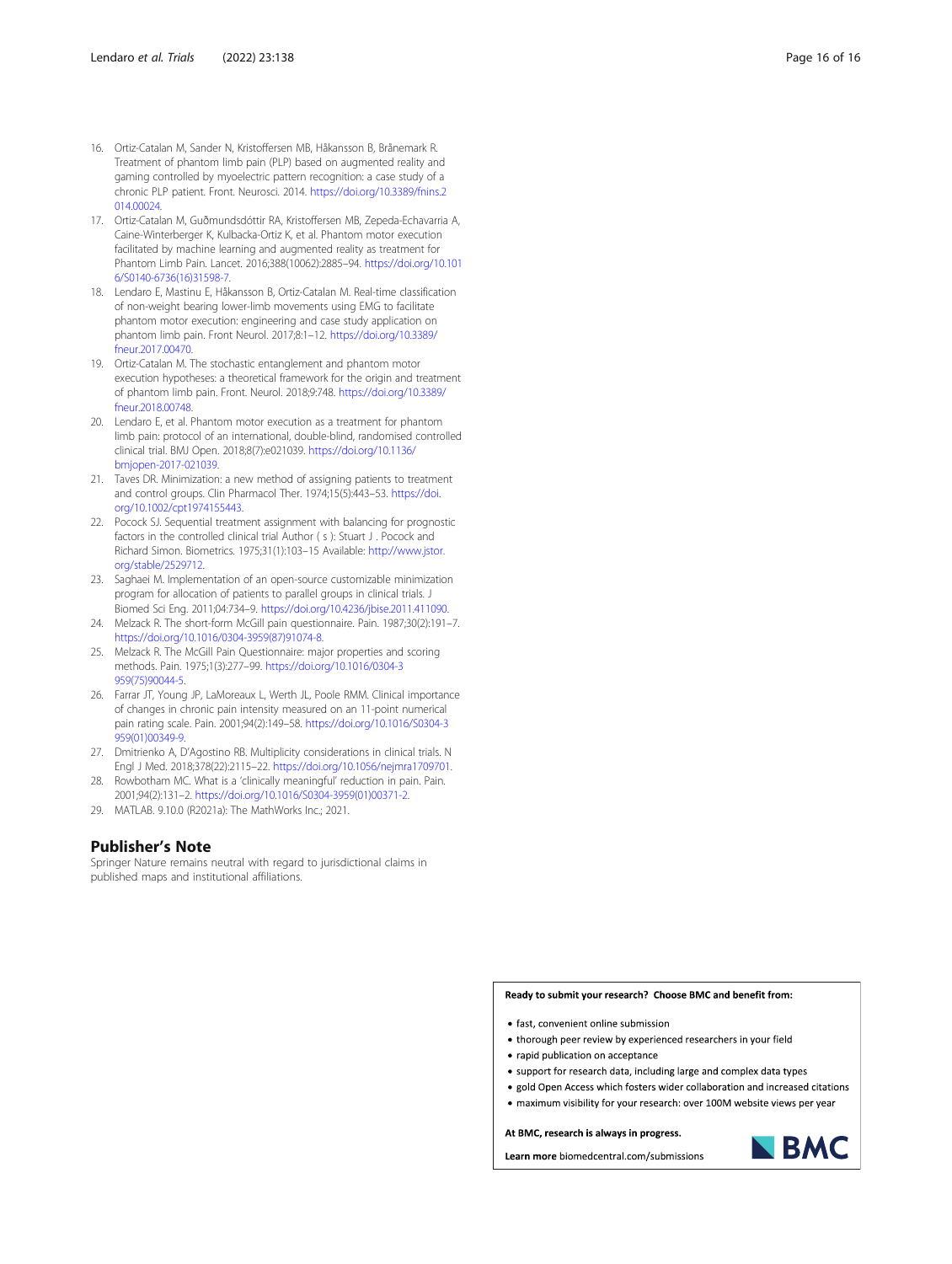16. Ortiz-Catalan M, Sander N, Kristoffersen MB, Håkansson B, Brånemark R. Treatment of phantom limb pain (PLP) based on augmented reality and gaming controlled by myoelectric pattern recognition: a case study of a chronic PLP patient. Front. Neurosci. 2014. https://doi.org/10.3389/fnins.2014.00024.
17. Ortiz-Catalan M, Guðmundsdóttir RA, Kristoffersen MB, Zepeda-Echavarria A, Caine-Winterberger K, Kulbacka-Ortiz K, et al. Phantom motor execution facilitated by machine learning and augmented reality as treatment for Phantom Limb Pain. Lancet. 2016;388(10062):2885–94. https://doi.org/10.1016/S0140-6736(16)31598-7.
18. Lendaro E, Mastinu E, Håkansson B, Ortiz-Catalan M. Real-time classification of non-weight bearing lower-limb movements using EMG to facilitate phantom motor execution: engineering and case study application on phantom limb pain. Front Neurol. 2017;8:1–12. https://doi.org/10.3389/fneur.2017.00470.
19. Ortiz-Catalan M. The stochastic entanglement and phantom motor execution hypotheses: a theoretical framework for the origin and treatment of phantom limb pain. Front. Neurol. 2018;9:748. https://doi.org/10.3389/fneur.2018.00748.
20. Lendaro E, et al. Phantom motor execution as a treatment for phantom limb pain: protocol of an international, double-blind, randomised controlled clinical trial. BMJ Open. 2018;8(7):e021039. https://doi.org/10.1136/bmjopen-2017-021039.
21. Taves DR. Minimization: a new method of assigning patients to treatment and control groups. Clin Pharmacol Ther. 1974;15(5):443–53. https://doi.org/10.1002/cpt1974155443.
22. Pocock SJ. Sequential treatment assignment with balancing for prognostic factors in the controlled clinical trial Author ( s ): Stuart J . Pocock and Richard Simon. Biometrics. 1975;31(1):103–15 Available: http://www.jstor.org/stable/2529712.
23. Saghaei M. Implementation of an open-source customizable minimization program for allocation of patients to parallel groups in clinical trials. J Biomed Sci Eng. 2011;04:734–9. https://doi.org/10.4236/jbise.2011.411090.
24. Melzack R. The short-form McGill pain questionnaire. Pain. 1987;30(2):191–7. https://doi.org/10.1016/0304-3959(87)91074-8.
25. Melzack R. The McGill Pain Questionnaire: major properties and scoring methods. Pain. 1975;1(3):277–99. https://doi.org/10.1016/0304-3959(75)90044-5.
26. Farrar JT, Young JP, LaMoreaux L, Werth JL, Poole RMM. Clinical importance of changes in chronic pain intensity measured on an 11-point numerical pain rating scale. Pain. 2001;94(2):149–58. https://doi.org/10.1016/S0304-3959(01)00349-9.
27. Dmitrienko A, D'Agostino RB. Multiplicity considerations in clinical trials. N Engl J Med. 2018;378(22):2115–22. https://doi.org/10.1056/nejmra1709701.
28. Rowbotham MC. What is a 'clinically meaningful' reduction in pain. Pain. 2001;94(2):131–2. https://doi.org/10.1016/S0304-3959(01)00371-2.
29. MATLAB. 9.10.0 (R2021a): The MathWorks Inc.; 2021.

## Publisher's Note

Springer Nature remains neutral with regard to jurisdictional claims in published maps and institutional affiliations.